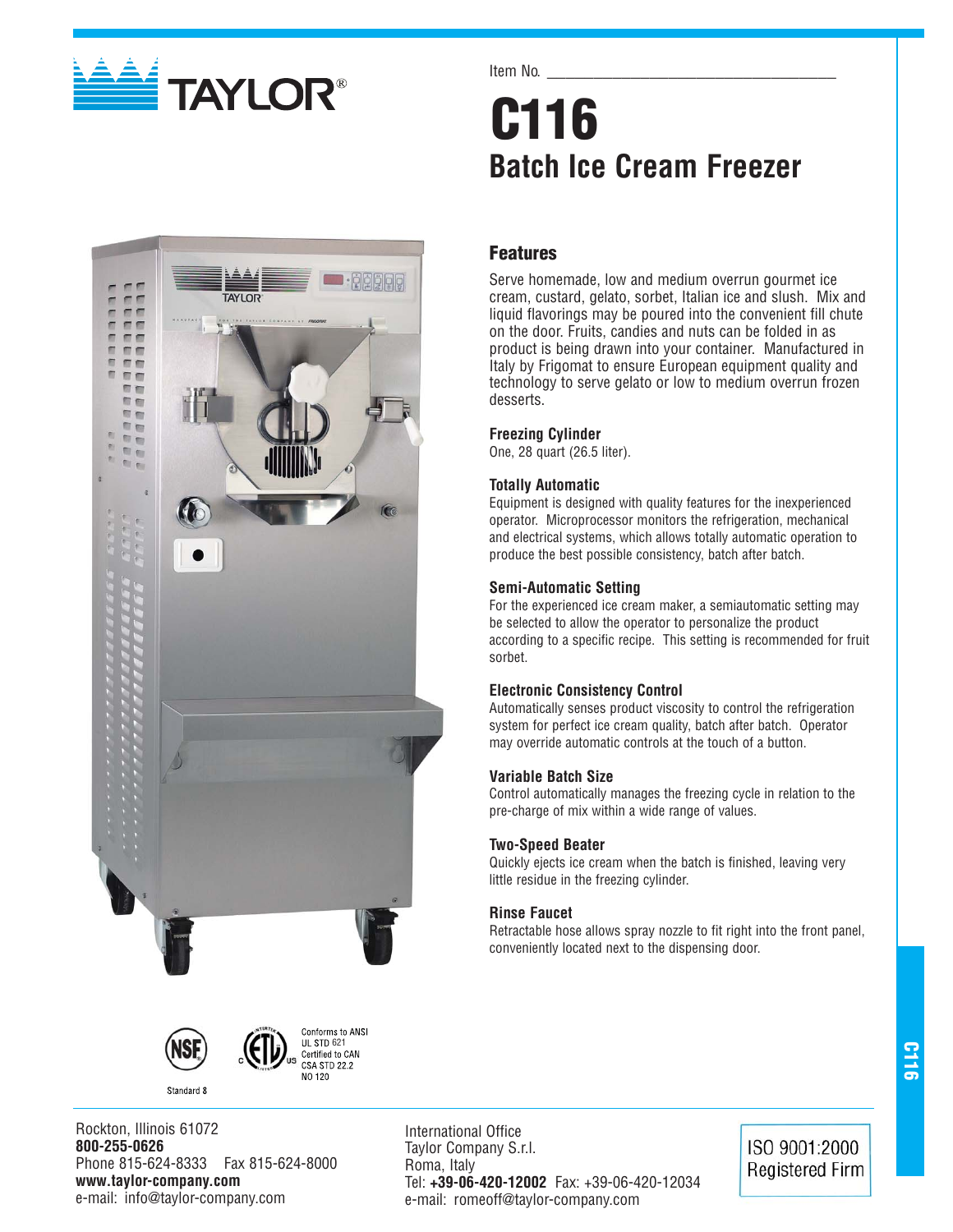Item No. ___________________________________

# C116

## Batch Ice Cream Freezer

### Features

Serve homemade, low and medium overrun gourmet ice cream, custard, gelato, sorbet, Italian ice and slush. Mix and liquid flavorings may be poured into the convenient fill chute on the door. Fruits, candies and nuts can be folded in as product is being drawn into your container. Manufactured in Italy by Frigomat to ensure European equipment quality and technology to serve gelato or low to medium overrun frozen desserts.

### Freezing Cylinder

One, 28 quart (26.5 liter).

### Totally Automatic

Equipment is designed with quality features for the inexperienced operator. Microprocessor monitors the refrigeration, mechanical and electrical systems, which allows totally automatic operation to produce the best possible consistency, batch after batch.

### Semi-Automatic Setting

For the experienced ice cream maker, a semiautomatic setting may be selected to allow the operator to personalize the product according to a specific recipe. This setting is recommended for fruit sorbet.

### Electronic Consistency Control

Automatically senses product viscosity to control the refrigeration system for perfect ice cream quality, batch after batch. Operator may override automatic controls at the touch of a button.

### Variable Batch Size

Control automatically manages the freezing cycle in relation to the pre-charge of mix within a wide range of values.

### Two-Speed Beater

Quickly ejects ice cream when the batch is finished, leaving very little residue in the freezing cylinder.

### Rinse Faucet

Retractable hose allows spray nozzle to fit right into the front panel, conveniently located next to the dispensing door.

NSF Standard 8

Conforms to ANSI UL STD 621
Certified to CAN CSA STD 22.2 NO 120

Rockton, Illinois 61072
**800-255-0626**
Phone 815-624-8333 Fax 815-624-8000
**www.taylor-company.com**
e-mail: info@taylor-company.com

International Office
Taylor Company S.r.l.
Roma, Italy
Tel: **+39-06-420-12002** Fax: +39-06-420-12034
e-mail: romeoff@taylor-company.com

ISO 9001:2000 Registered Firm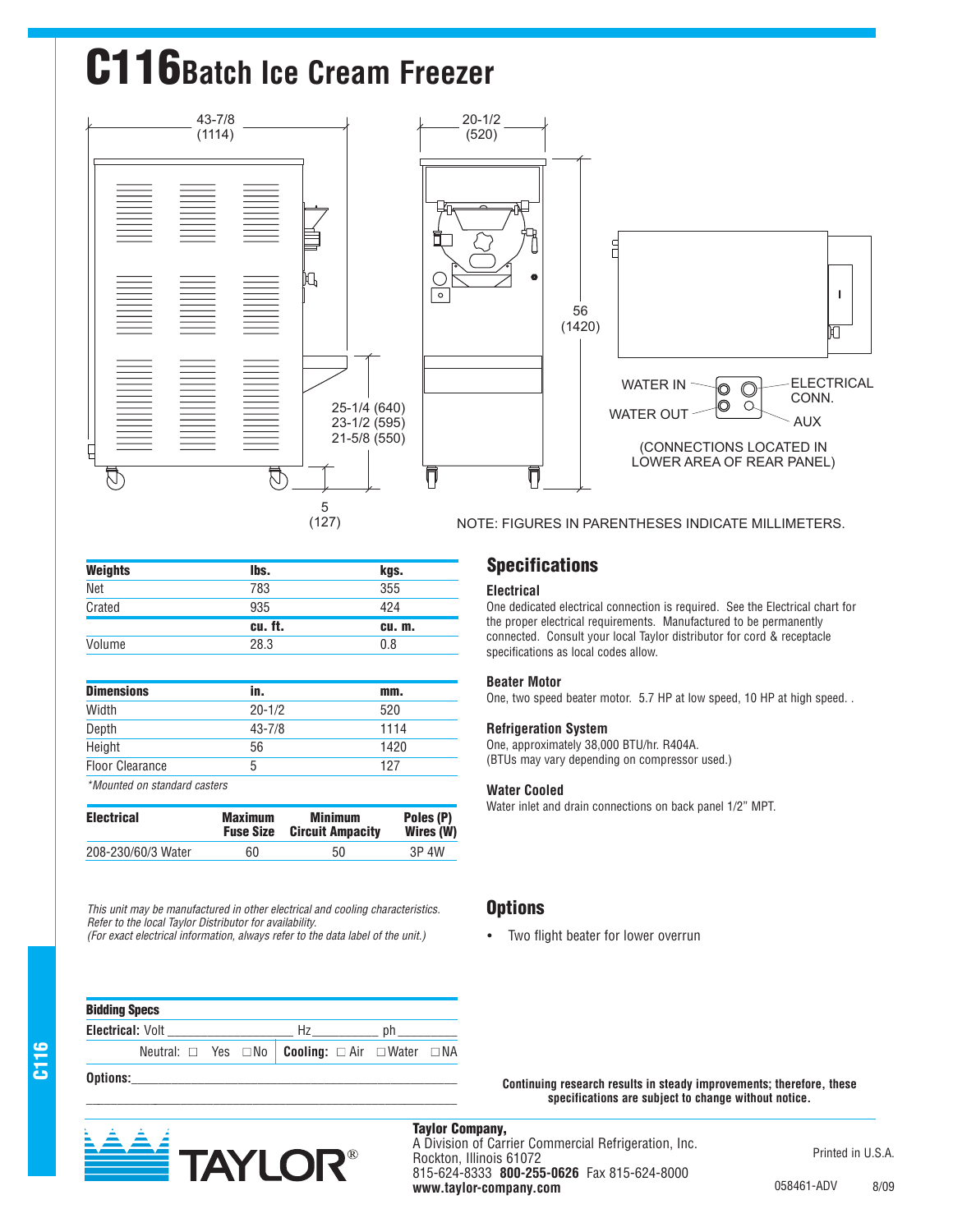# C116 Batch Ice Cream Freezer

43-7/8
(1114)

20-1/2
(520)

56
(1420)

25-1/4 (640)
23-1/2 (595)
21-5/8 (550)

5
(127)

WATER IN
WATER OUT
ELECTRICAL CONN.
AUX

(CONNECTIONS LOCATED IN LOWER AREA OF REAR PANEL)

NOTE: FIGURES IN PARENTHESES INDICATE MILLIMETERS.

| Weights | lbs. | kgs. |
|---|---|---|
| Net | 783 | 355 |
| Crated | 935 | 424 |
| | cu. ft. | cu. m. |
| Volume | 28.3 | 0.8 |

| Dimensions | in. | mm. |
|---|---|---|
| Width | 20-1/2 | 520 |
| Depth | 43-7/8 | 1114 |
| Height | 56 | 1420 |
| Floor Clearance | 5 | 127 |

*\*Mounted on standard casters*

| Electrical | Maximum Fuse Size | Minimum Circuit Ampacity | Poles (P) Wires (W) |
|---|---|---|---|
| 208-230/60/3 Water | 60 | 50 | 3P 4W |

*This unit may be manufactured in other electrical and cooling characteristics. Refer to the local Taylor Distributor for availability.*
*(For exact electrical information, always refer to the data label of the unit.)*

## Specifications

### Electrical
One dedicated electrical connection is required. See the Electrical chart for the proper electrical requirements. Manufactured to be permanently connected. Consult your local Taylor distributor for cord & receptacle specifications as local codes allow.

### Beater Motor
One, two speed beater motor. 5.7 HP at low speed, 10 HP at high speed. .

### Refrigeration System
One, approximately 38,000 BTU/hr. R404A.
(BTUs may vary depending on compressor used.)

### Water Cooled
Water inlet and drain connections on back panel 1/2" MPT.

## Options

- Two flight beater for lower overrun

**Bidding Specs**

**Electrical:** Volt __________ Hz __________ ph __________

Neutral: ☐ Yes ☐ No **Cooling:** ☐ Air ☐ Water ☐ NA

**Options:** ____________________________________________

**Continuing research results in steady improvements; therefore, these specifications are subject to change without notice.**

TAYLOR®

**Taylor Company,**
A Division of Carrier Commercial Refrigeration, Inc.
Rockton, Illinois 61072
815-624-8333 **800-255-0626** Fax 815-624-8000
**www.taylor-company.com**

Printed in U.S.A.

058461-ADV 8/09